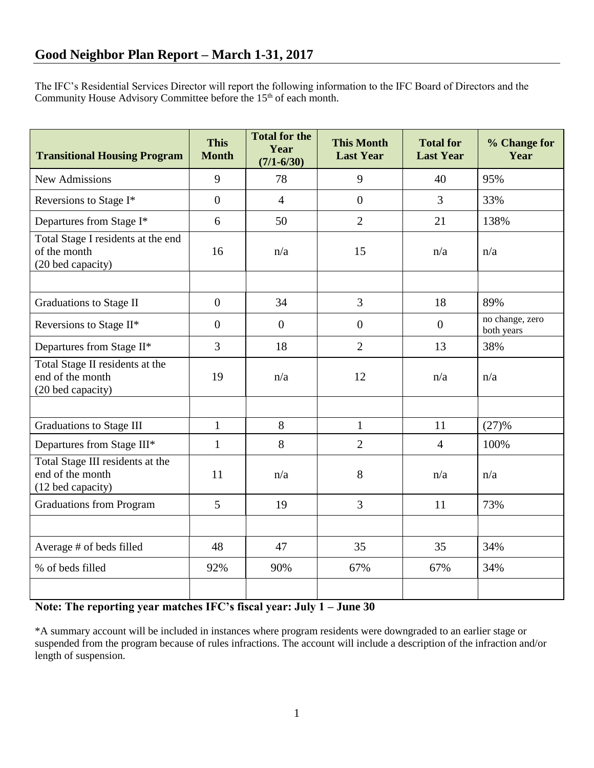## Good Neighbor Plan Report – March 1-31, 2017

The IFC's Residential Services Director will report the following information to the IFC Board of Directors and the Community House Advisory Committee before the 15th of each month.

| Transitional Housing Program | This Month | Total for the Year (7/1-6/30) | This Month Last Year | Total for Last Year | % Change for Year |
|---|---|---|---|---|---|
| New Admissions | 9 | 78 | 9 | 40 | 95% |
| Reversions to Stage I* | 0 | 4 | 0 | 3 | 33% |
| Departures from Stage I* | 6 | 50 | 2 | 21 | 138% |
| Total Stage I residents at the end of the month (20 bed capacity) | 16 | n/a | 15 | n/a | n/a |
| | | | | | |
| Graduations to Stage II | 0 | 34 | 3 | 18 | 89% |
| Reversions to Stage II* | 0 | 0 | 0 | 0 | no change, zero both years |
| Departures from Stage II* | 3 | 18 | 2 | 13 | 38% |
| Total Stage II residents at the end of the month (20 bed capacity) | 19 | n/a | 12 | n/a | n/a |
| | | | | | |
| Graduations to Stage III | 1 | 8 | 1 | 11 | (27)% |
| Departures from Stage III* | 1 | 8 | 2 | 4 | 100% |
| Total Stage III residents at the end of the month (12 bed capacity) | 11 | n/a | 8 | n/a | n/a |
| Graduations from Program | 5 | 19 | 3 | 11 | 73% |
| | | | | | |
| Average # of beds filled | 48 | 47 | 35 | 35 | 34% |
| % of beds filled | 92% | 90% | 67% | 67% | 34% |
| | | | | | |

**Note: The reporting year matches IFC's fiscal year: July 1 – June 30**

*A summary account will be included in instances where program residents were downgraded to an earlier stage or suspended from the program because of rules infractions. The account will include a description of the infraction and/or length of suspension.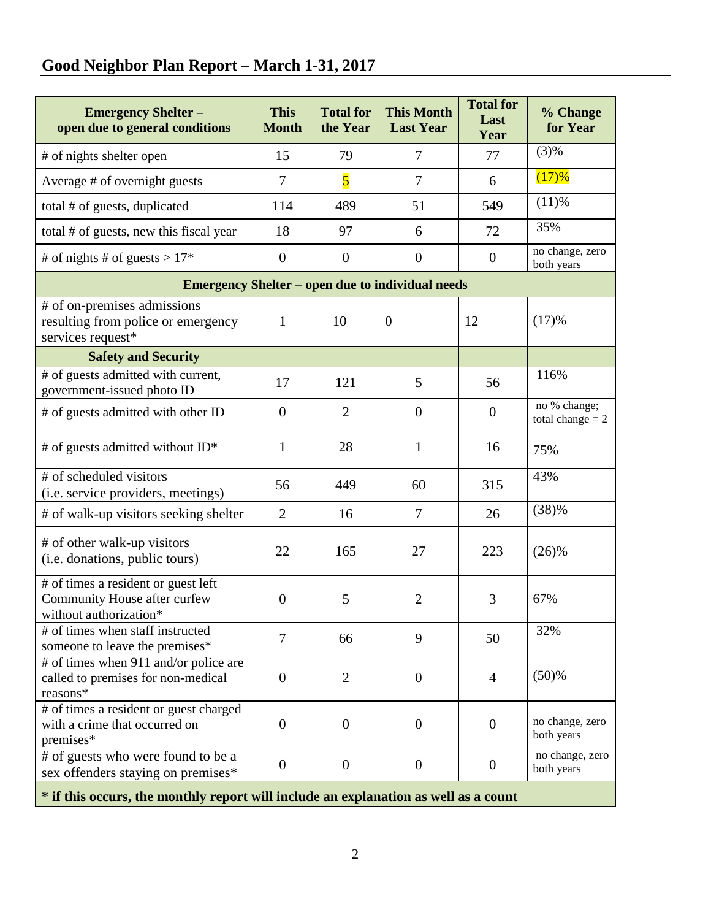## Good Neighbor Plan Report – March 1-31, 2017

| Emergency Shelter – open due to general conditions | This Month | Total for the Year | This Month Last Year | Total for Last Year | % Change for Year |
|---|---|---|---|---|---|
| # of nights shelter open | 15 | 79 | 7 | 77 | (3)% |
| Average # of overnight guests | 7 | 5 | 7 | 6 | (17)% |
| total # of guests, duplicated | 114 | 489 | 51 | 549 | (11)% |
| total # of guests, new this fiscal year | 18 | 97 | 6 | 72 | 35% |
| # of nights # of guests > 17* | 0 | 0 | 0 | 0 | no change, zero both years |
| **Emergency Shelter – open due to individual needs** | | | | | |
| # of on-premises admissions resulting from police or emergency services request* | 1 | 10 | 0 | 12 | (17)% |
| **Safety and Security** | | | | | |
| # of guests admitted with current, government-issued photo ID | 17 | 121 | 5 | 56 | 116% |
| # of guests admitted with other ID | 0 | 2 | 0 | 0 | no % change; total change = 2 |
| # of guests admitted without ID* | 1 | 28 | 1 | 16 | 75% |
| # of scheduled visitors (i.e. service providers, meetings) | 56 | 449 | 60 | 315 | 43% |
| # of walk-up visitors seeking shelter | 2 | 16 | 7 | 26 | (38)% |
| # of other walk-up visitors (i.e. donations, public tours) | 22 | 165 | 27 | 223 | (26)% |
| # of times a resident or guest left Community House after curfew without authorization* | 0 | 5 | 2 | 3 | 67% |
| # of times when staff instructed someone to leave the premises* | 7 | 66 | 9 | 50 | 32% |
| # of times when 911 and/or police are called to premises for non-medical reasons* | 0 | 2 | 0 | 4 | (50)% |
| # of times a resident or guest charged with a crime that occurred on premises* | 0 | 0 | 0 | 0 | no change, zero both years |
| # of guests who were found to be a sex offenders staying on premises* | 0 | 0 | 0 | 0 | no change, zero both years |
| **\* if this occurs, the monthly report will include an explanation as well as a count** | | | | | |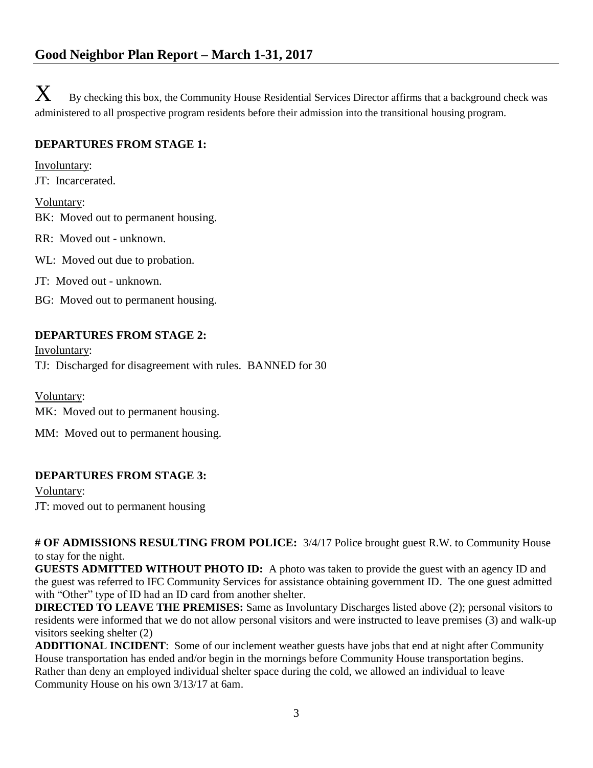## Good Neighbor Plan Report – March 1-31, 2017

X By checking this box, the Community House Residential Services Director affirms that a background check was administered to all prospective program residents before their admission into the transitional housing program.

**DEPARTURES FROM STAGE 1:**

Involuntary:
JT: Incarcerated.

Voluntary:
BK: Moved out to permanent housing.

RR: Moved out - unknown.

WL: Moved out due to probation.

JT: Moved out - unknown.

BG: Moved out to permanent housing.

**DEPARTURES FROM STAGE 2:**

Involuntary:
TJ: Discharged for disagreement with rules. BANNED for 30

Voluntary:
MK: Moved out to permanent housing.

MM: Moved out to permanent housing.

**DEPARTURES FROM STAGE 3:**

Voluntary:
JT: moved out to permanent housing

**# OF ADMISSIONS RESULTING FROM POLICE:** 3/4/17 Police brought guest R.W. to Community House to stay for the night.

**GUESTS ADMITTED WITHOUT PHOTO ID:** A photo was taken to provide the guest with an agency ID and the guest was referred to IFC Community Services for assistance obtaining government ID. The one guest admitted with "Other" type of ID had an ID card from another shelter.

**DIRECTED TO LEAVE THE PREMISES:** Same as Involuntary Discharges listed above (2); personal visitors to residents were informed that we do not allow personal visitors and were instructed to leave premises (3) and walk-up visitors seeking shelter (2)

**ADDITIONAL INCIDENT**: Some of our inclement weather guests have jobs that end at night after Community House transportation has ended and/or begin in the mornings before Community House transportation begins. Rather than deny an employed individual shelter space during the cold, we allowed an individual to leave Community House on his own 3/13/17 at 6am.